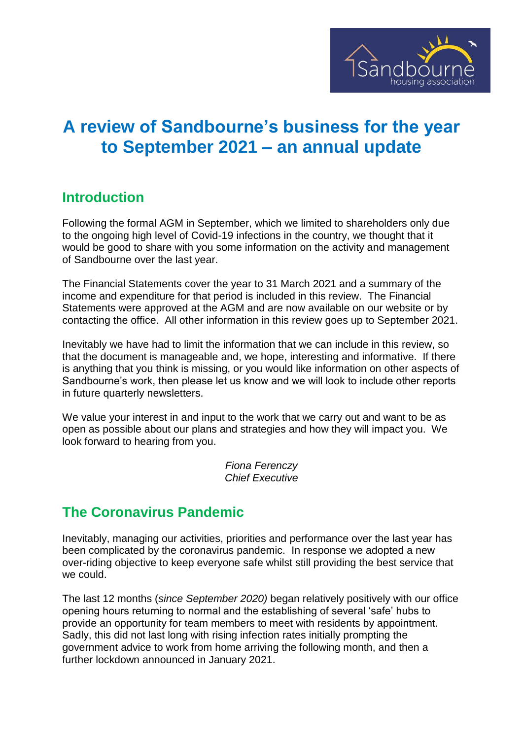# A review of Sandbourne's business for the year to September 2021 – an annual update

## Introduction

Following the formal AGM in September, which we limited to shareholders only due to the ongoing high level of Covid-19 infections in the country, we thought that it would be good to share with you some information on the activity and management of Sandbourne over the last year.

The Financial Statements cover the year to 31 March 2021 and a summary of the income and expenditure for that period is included in this review. The Financial Statements were approved at the AGM and are now available on our website or by contacting the office. All other information in this review goes up to September 2021.

Inevitably we have had to limit the information that we can include in this review, so that the document is manageable and, we hope, interesting and informative. If there is anything that you think is missing, or you would like information on other aspects of Sandbourne's work, then please let us know and we will look to include other reports in future quarterly newsletters.

We value your interest in and input to the work that we carry out and want to be as open as possible about our plans and strategies and how they will impact you. We look forward to hearing from you.

*Fiona Ferenczy*
*Chief Executive*

## The Coronavirus Pandemic

Inevitably, managing our activities, priorities and performance over the last year has been complicated by the coronavirus pandemic. In response we adopted a new over-riding objective to keep everyone safe whilst still providing the best service that we could.

The last 12 months (*since September 2020)* began relatively positively with our office opening hours returning to normal and the establishing of several 'safe' hubs to provide an opportunity for team members to meet with residents by appointment. Sadly, this did not last long with rising infection rates initially prompting the government advice to work from home arriving the following month, and then a further lockdown announced in January 2021.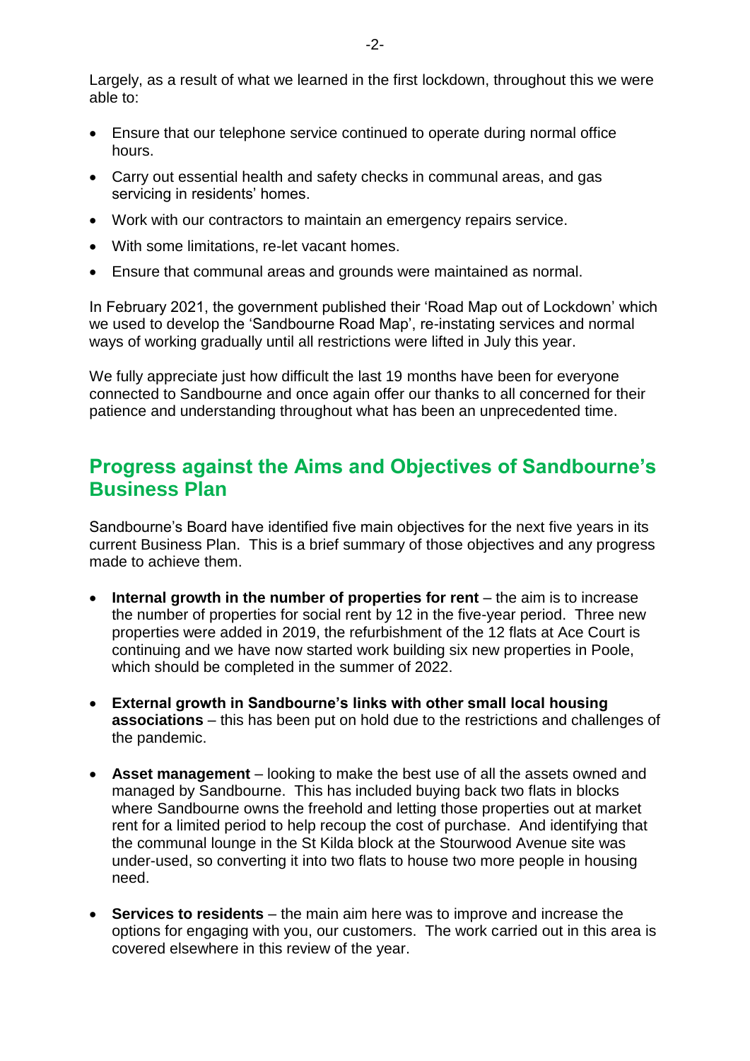Largely, as a result of what we learned in the first lockdown, throughout this we were able to:

- Ensure that our telephone service continued to operate during normal office hours.
- Carry out essential health and safety checks in communal areas, and gas servicing in residents' homes.
- Work with our contractors to maintain an emergency repairs service.
- With some limitations, re-let vacant homes.
- Ensure that communal areas and grounds were maintained as normal.

In February 2021, the government published their 'Road Map out of Lockdown' which we used to develop the 'Sandbourne Road Map', re-instating services and normal ways of working gradually until all restrictions were lifted in July this year.

We fully appreciate just how difficult the last 19 months have been for everyone connected to Sandbourne and once again offer our thanks to all concerned for their patience and understanding throughout what has been an unprecedented time.

## Progress against the Aims and Objectives of Sandbourne's Business Plan

Sandbourne's Board have identified five main objectives for the next five years in its current Business Plan. This is a brief summary of those objectives and any progress made to achieve them.

- **Internal growth in the number of properties for rent** – the aim is to increase the number of properties for social rent by 12 in the five-year period. Three new properties were added in 2019, the refurbishment of the 12 flats at Ace Court is continuing and we have now started work building six new properties in Poole, which should be completed in the summer of 2022.

- **External growth in Sandbourne's links with other small local housing associations** – this has been put on hold due to the restrictions and challenges of the pandemic.

- **Asset management** – looking to make the best use of all the assets owned and managed by Sandbourne. This has included buying back two flats in blocks where Sandbourne owns the freehold and letting those properties out at market rent for a limited period to help recoup the cost of purchase. And identifying that the communal lounge in the St Kilda block at the Stourwood Avenue site was under-used, so converting it into two flats to house two more people in housing need.

- **Services to residents** – the main aim here was to improve and increase the options for engaging with you, our customers. The work carried out in this area is covered elsewhere in this review of the year.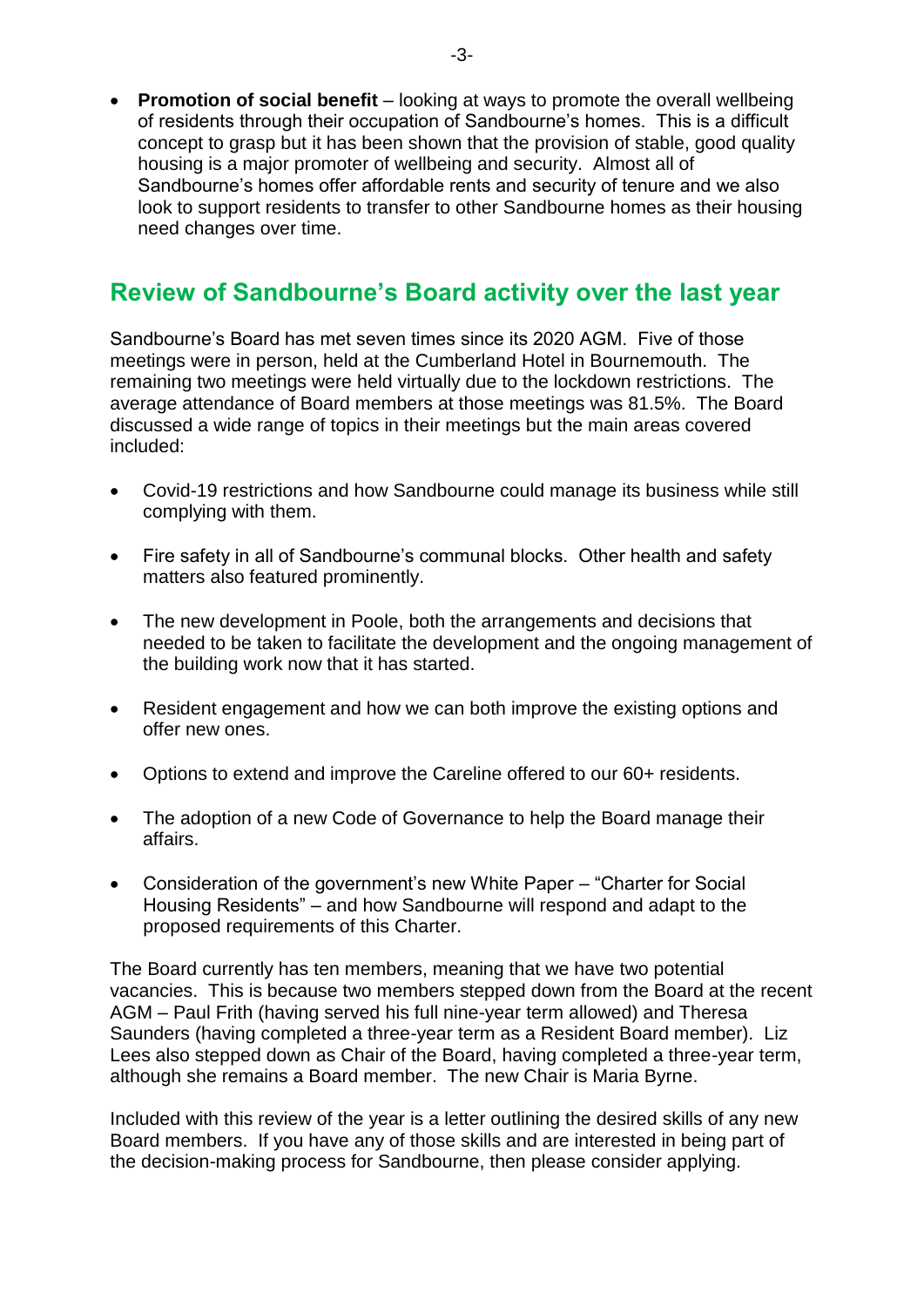- **Promotion of social benefit** – looking at ways to promote the overall wellbeing of residents through their occupation of Sandbourne's homes. This is a difficult concept to grasp but it has been shown that the provision of stable, good quality housing is a major promoter of wellbeing and security. Almost all of Sandbourne's homes offer affordable rents and security of tenure and we also look to support residents to transfer to other Sandbourne homes as their housing need changes over time.

## Review of Sandbourne's Board activity over the last year

Sandbourne's Board has met seven times since its 2020 AGM. Five of those meetings were in person, held at the Cumberland Hotel in Bournemouth. The remaining two meetings were held virtually due to the lockdown restrictions. The average attendance of Board members at those meetings was 81.5%. The Board discussed a wide range of topics in their meetings but the main areas covered included:

- Covid-19 restrictions and how Sandbourne could manage its business while still complying with them.
- Fire safety in all of Sandbourne's communal blocks. Other health and safety matters also featured prominently.
- The new development in Poole, both the arrangements and decisions that needed to be taken to facilitate the development and the ongoing management of the building work now that it has started.
- Resident engagement and how we can both improve the existing options and offer new ones.
- Options to extend and improve the Careline offered to our 60+ residents.
- The adoption of a new Code of Governance to help the Board manage their affairs.
- Consideration of the government's new White Paper – "Charter for Social Housing Residents" – and how Sandbourne will respond and adapt to the proposed requirements of this Charter.

The Board currently has ten members, meaning that we have two potential vacancies. This is because two members stepped down from the Board at the recent AGM – Paul Frith (having served his full nine-year term allowed) and Theresa Saunders (having completed a three-year term as a Resident Board member). Liz Lees also stepped down as Chair of the Board, having completed a three-year term, although she remains a Board member. The new Chair is Maria Byrne.

Included with this review of the year is a letter outlining the desired skills of any new Board members. If you have any of those skills and are interested in being part of the decision-making process for Sandbourne, then please consider applying.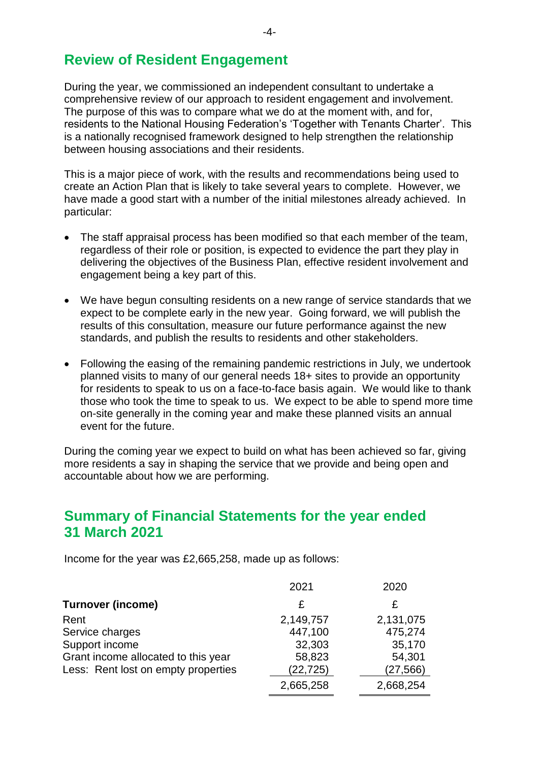## Review of Resident Engagement

During the year, we commissioned an independent consultant to undertake a comprehensive review of our approach to resident engagement and involvement. The purpose of this was to compare what we do at the moment with, and for, residents to the National Housing Federation's 'Together with Tenants Charter'. This is a nationally recognised framework designed to help strengthen the relationship between housing associations and their residents.

This is a major piece of work, with the results and recommendations being used to create an Action Plan that is likely to take several years to complete. However, we have made a good start with a number of the initial milestones already achieved. In particular:

- The staff appraisal process has been modified so that each member of the team, regardless of their role or position, is expected to evidence the part they play in delivering the objectives of the Business Plan, effective resident involvement and engagement being a key part of this.
- We have begun consulting residents on a new range of service standards that we expect to be complete early in the new year. Going forward, we will publish the results of this consultation, measure our future performance against the new standards, and publish the results to residents and other stakeholders.
- Following the easing of the remaining pandemic restrictions in July, we undertook planned visits to many of our general needs 18+ sites to provide an opportunity for residents to speak to us on a face-to-face basis again. We would like to thank those who took the time to speak to us. We expect to be able to spend more time on-site generally in the coming year and make these planned visits an annual event for the future.

During the coming year we expect to build on what has been achieved so far, giving more residents a say in shaping the service that we provide and being open and accountable about how we are performing.

## Summary of Financial Statements for the year ended 31 March 2021

Income for the year was £2,665,258, made up as follows:

| | 2021 | 2020 |
|---|---|---|
| **Turnover (income)** | £ | £ |
| Rent | 2,149,757 | 2,131,075 |
| Service charges | 447,100 | 475,274 |
| Support income | 32,303 | 35,170 |
| Grant income allocated to this year | 58,823 | 54,301 |
| Less: Rent lost on empty properties | (22,725) | (27,566) |
| | 2,665,258 | 2,668,254 |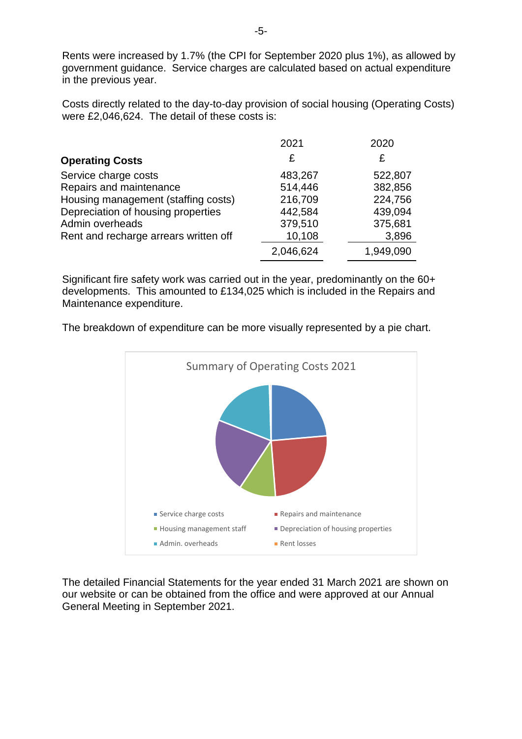Rents were increased by 1.7% (the CPI for September 2020 plus 1%), as allowed by government guidance. Service charges are calculated based on actual expenditure in the previous year.

Costs directly related to the day-to-day provision of social housing (Operating Costs) were £2,046,624. The detail of these costs is:

| **Operating Costs** | 2021<br>£ | 2020<br>£ |
|---|---|---|
| Service charge costs | 483,267 | 522,807 |
| Repairs and maintenance | 514,446 | 382,856 |
| Housing management (staffing costs) | 216,709 | 224,756 |
| Depreciation of housing properties | 442,584 | 439,094 |
| Admin overheads | 379,510 | 375,681 |
| Rent and recharge arrears written off | 10,108 | 3,896 |
| | 2,046,624 | 1,949,090 |

Significant fire safety work was carried out in the year, predominantly on the 60+ developments. This amounted to £134,025 which is included in the Repairs and Maintenance expenditure.

The breakdown of expenditure can be more visually represented by a pie chart.

Summary of Operating Costs 2021

- Service charge costs
- Repairs and maintenance
- Housing management staff
- Depreciation of housing properties
- Admin. overheads
- Rent losses

The detailed Financial Statements for the year ended 31 March 2021 are shown on our website or can be obtained from the office and were approved at our Annual General Meeting in September 2021.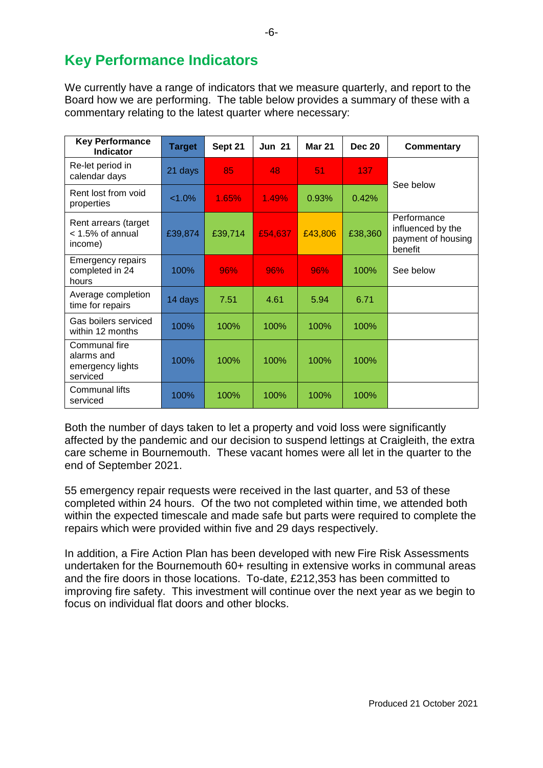## Key Performance Indicators

We currently have a range of indicators that we measure quarterly, and report to the Board how we are performing. The table below provides a summary of these with a commentary relating to the latest quarter where necessary:

| Key Performance Indicator | Target | Sept 21 | Jun 21 | Mar 21 | Dec 20 | Commentary |
|---|---|---|---|---|---|---|
| Re-let period in calendar days | 21 days | 85 | 48 | 51 | 137 | See below |
| Rent lost from void properties | <1.0% | 1.65% | 1.49% | 0.93% | 0.42% | |
| Rent arrears (target < 1.5% of annual income) | £39,874 | £39,714 | £54,637 | £43,806 | £38,360 | Performance influenced by the payment of housing benefit |
| Emergency repairs completed in 24 hours | 100% | 96% | 96% | 96% | 100% | See below |
| Average completion time for repairs | 14 days | 7.51 | 4.61 | 5.94 | 6.71 | |
| Gas boilers serviced within 12 months | 100% | 100% | 100% | 100% | 100% | |
| Communal fire alarms and emergency lights serviced | 100% | 100% | 100% | 100% | 100% | |
| Communal lifts serviced | 100% | 100% | 100% | 100% | 100% | |

Both the number of days taken to let a property and void loss were significantly affected by the pandemic and our decision to suspend lettings at Craigleith, the extra care scheme in Bournemouth. These vacant homes were all let in the quarter to the end of September 2021.

55 emergency repair requests were received in the last quarter, and 53 of these completed within 24 hours. Of the two not completed within time, we attended both within the expected timescale and made safe but parts were required to complete the repairs which were provided within five and 29 days respectively.

In addition, a Fire Action Plan has been developed with new Fire Risk Assessments undertaken for the Bournemouth 60+ resulting in extensive works in communal areas and the fire doors in those locations. To-date, £212,353 has been committed to improving fire safety. This investment will continue over the next year as we begin to focus on individual flat doors and other blocks.

Produced 21 October 2021